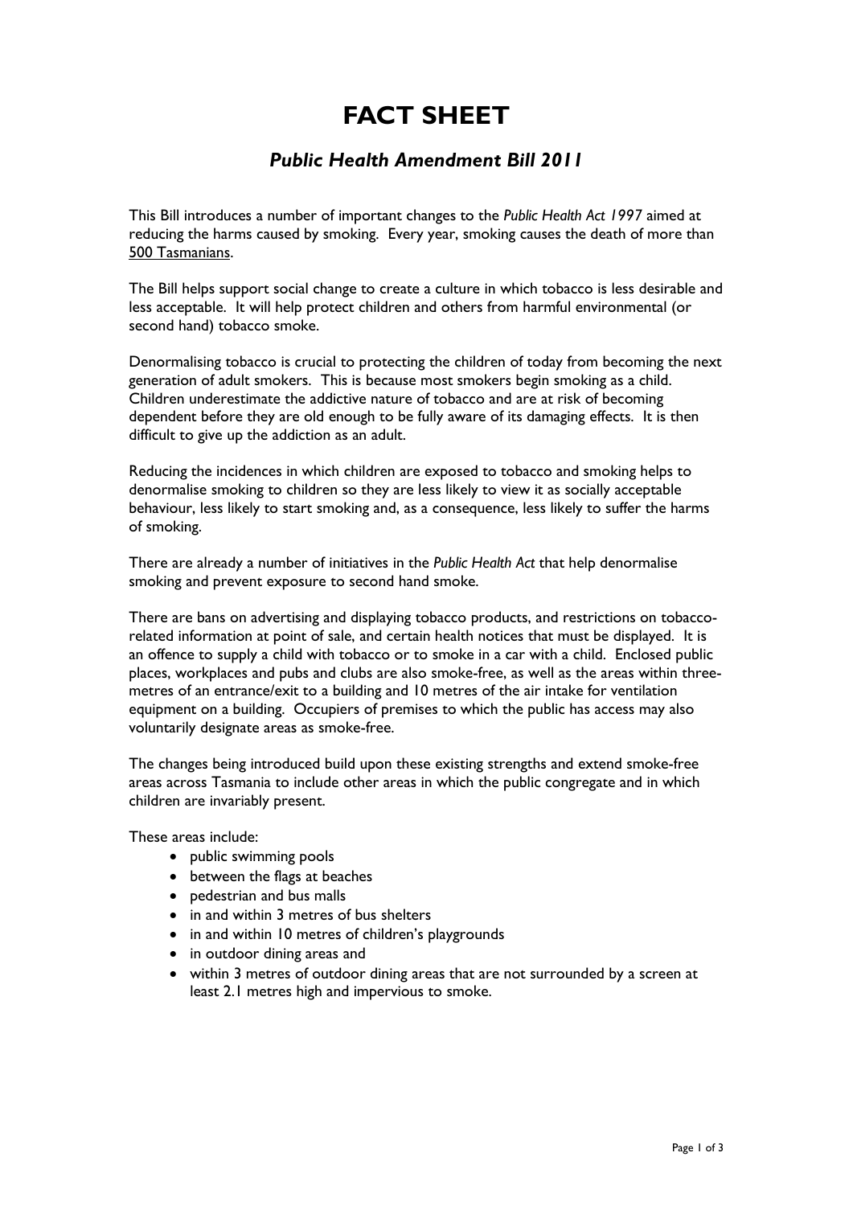# FACT SHEET

## *Public Health Amendment Bill 2011*

This Bill introduces a number of important changes to the *Public Health Act 1997* aimed at reducing the harms caused by smoking. Every year, smoking causes the death of more than 500 Tasmanians.

The Bill helps support social change to create a culture in which tobacco is less desirable and less acceptable. It will help protect children and others from harmful environmental (or second hand) tobacco smoke.

Denormalising tobacco is crucial to protecting the children of today from becoming the next generation of adult smokers. This is because most smokers begin smoking as a child. Children underestimate the addictive nature of tobacco and are at risk of becoming dependent before they are old enough to be fully aware of its damaging effects. It is then difficult to give up the addiction as an adult.

Reducing the incidences in which children are exposed to tobacco and smoking helps to denormalise smoking to children so they are less likely to view it as socially acceptable behaviour, less likely to start smoking and, as a consequence, less likely to suffer the harms of smoking.

There are already a number of initiatives in the *Public Health Act* that help denormalise smoking and prevent exposure to second hand smoke.

There are bans on advertising and displaying tobacco products, and restrictions on tobacco-related information at point of sale, and certain health notices that must be displayed. It is an offence to supply a child with tobacco or to smoke in a car with a child. Enclosed public places, workplaces and pubs and clubs are also smoke-free, as well as the areas within three-metres of an entrance/exit to a building and 10 metres of the air intake for ventilation equipment on a building. Occupiers of premises to which the public has access may also voluntarily designate areas as smoke-free.

The changes being introduced build upon these existing strengths and extend smoke-free areas across Tasmania to include other areas in which the public congregate and in which children are invariably present.

These areas include:

- public swimming pools
- between the flags at beaches
- pedestrian and bus malls
- in and within 3 metres of bus shelters
- in and within 10 metres of children's playgrounds
- in outdoor dining areas and
- within 3 metres of outdoor dining areas that are not surrounded by a screen at least 2.1 metres high and impervious to smoke.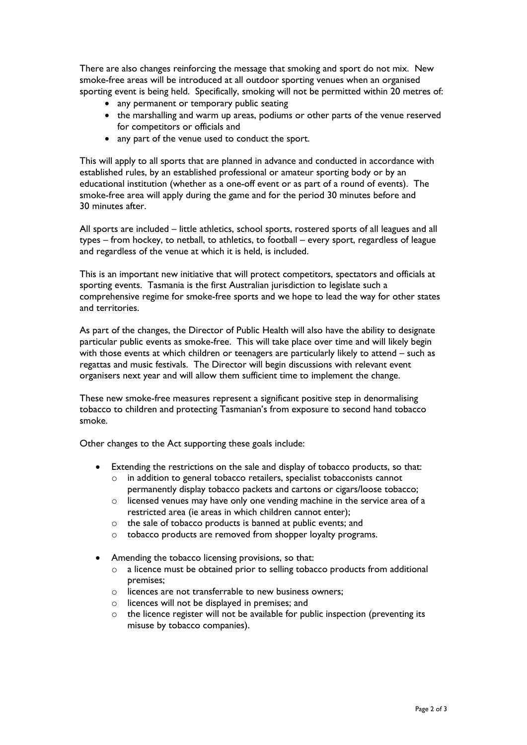There are also changes reinforcing the message that smoking and sport do not mix. New smoke-free areas will be introduced at all outdoor sporting venues when an organised sporting event is being held. Specifically, smoking will not be permitted within 20 metres of:

- any permanent or temporary public seating
- the marshalling and warm up areas, podiums or other parts of the venue reserved for competitors or officials and
- any part of the venue used to conduct the sport.

This will apply to all sports that are planned in advance and conducted in accordance with established rules, by an established professional or amateur sporting body or by an educational institution (whether as a one-off event or as part of a round of events). The smoke-free area will apply during the game and for the period 30 minutes before and 30 minutes after.

All sports are included – little athletics, school sports, rostered sports of all leagues and all types – from hockey, to netball, to athletics, to football – every sport, regardless of league and regardless of the venue at which it is held, is included.

This is an important new initiative that will protect competitors, spectators and officials at sporting events. Tasmania is the first Australian jurisdiction to legislate such a comprehensive regime for smoke-free sports and we hope to lead the way for other states and territories.

As part of the changes, the Director of Public Health will also have the ability to designate particular public events as smoke-free. This will take place over time and will likely begin with those events at which children or teenagers are particularly likely to attend – such as regattas and music festivals. The Director will begin discussions with relevant event organisers next year and will allow them sufficient time to implement the change.

These new smoke-free measures represent a significant positive step in denormalising tobacco to children and protecting Tasmanian's from exposure to second hand tobacco smoke.

Other changes to the Act supporting these goals include:

- Extending the restrictions on the sale and display of tobacco products, so that:
  - in addition to general tobacco retailers, specialist tobacconists cannot permanently display tobacco packets and cartons or cigars/loose tobacco;
  - licensed venues may have only one vending machine in the service area of a restricted area (ie areas in which children cannot enter);
  - the sale of tobacco products is banned at public events; and
  - tobacco products are removed from shopper loyalty programs.

- Amending the tobacco licensing provisions, so that:
  - a licence must be obtained prior to selling tobacco products from additional premises;
  - licences are not transferrable to new business owners;
  - licences will not be displayed in premises; and
  - the licence register will not be available for public inspection (preventing its misuse by tobacco companies).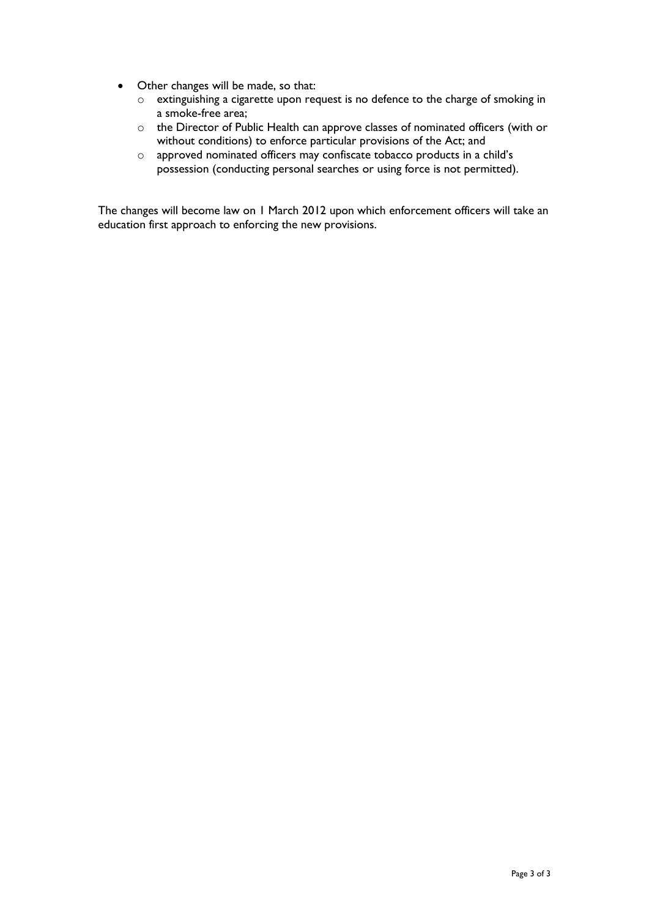- Other changes will be made, so that:
  - extinguishing a cigarette upon request is no defence to the charge of smoking in a smoke-free area;
  - the Director of Public Health can approve classes of nominated officers (with or without conditions) to enforce particular provisions of the Act; and
  - approved nominated officers may confiscate tobacco products in a child's possession (conducting personal searches or using force is not permitted).

The changes will become law on 1 March 2012 upon which enforcement officers will take an education first approach to enforcing the new provisions.